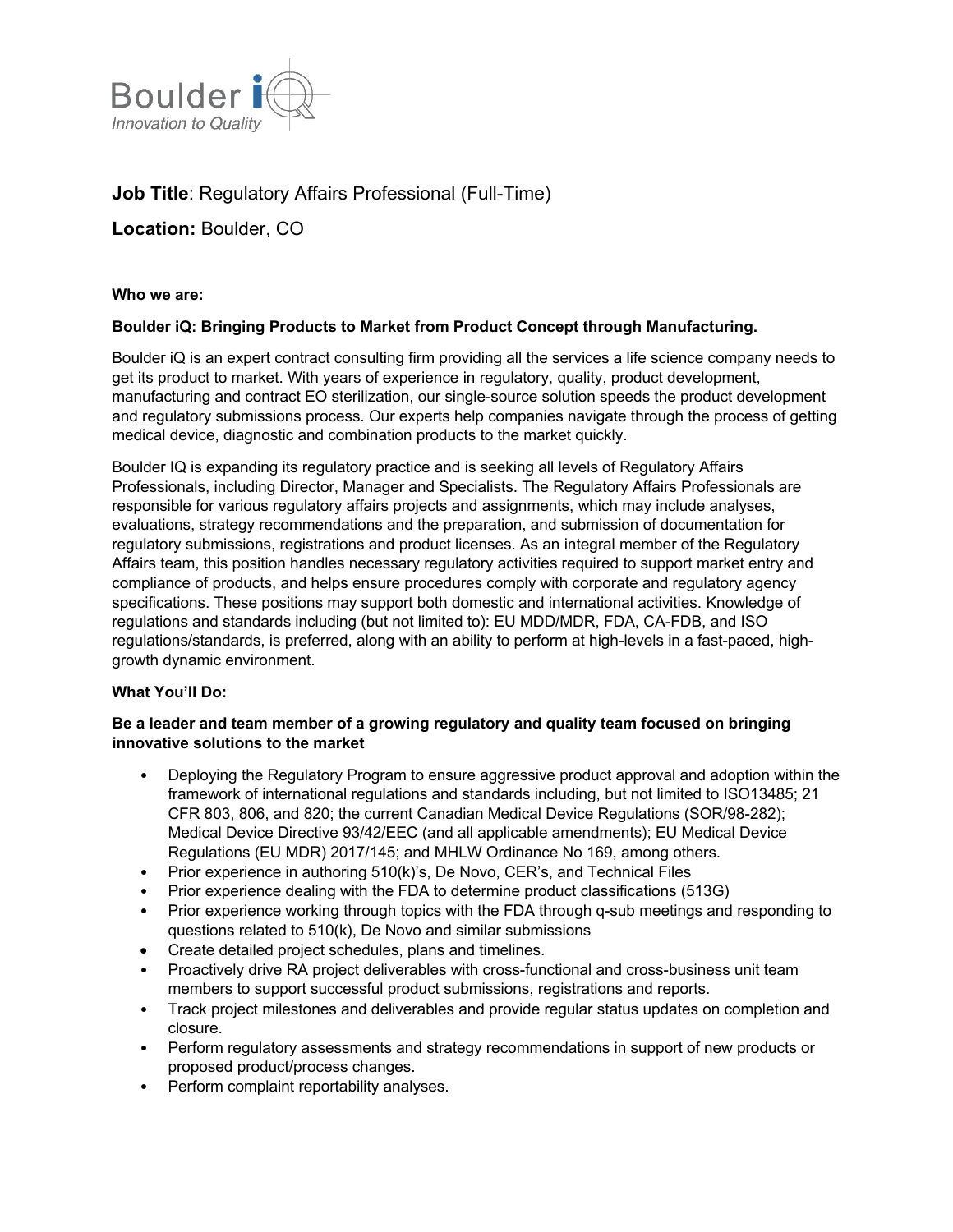Boulder iQ
*Innovation to Quality*

**Job Title**: Regulatory Affairs Professional (Full-Time)

**Location:** Boulder, CO

**Who we are:**

**Boulder iQ: Bringing Products to Market from Product Concept through Manufacturing.**

Boulder iQ is an expert contract consulting firm providing all the services a life science company needs to get its product to market. With years of experience in regulatory, quality, product development, manufacturing and contract EO sterilization, our single-source solution speeds the product development and regulatory submissions process. Our experts help companies navigate through the process of getting medical device, diagnostic and combination products to the market quickly.

Boulder IQ is expanding its regulatory practice and is seeking all levels of Regulatory Affairs Professionals, including Director, Manager and Specialists. The Regulatory Affairs Professionals are responsible for various regulatory affairs projects and assignments, which may include analyses, evaluations, strategy recommendations and the preparation, and submission of documentation for regulatory submissions, registrations and product licenses. As an integral member of the Regulatory Affairs team, this position handles necessary regulatory activities required to support market entry and compliance of products, and helps ensure procedures comply with corporate and regulatory agency specifications. These positions may support both domestic and international activities. Knowledge of regulations and standards including (but not limited to): EU MDD/MDR, FDA, CA-FDB, and ISO regulations/standards, is preferred, along with an ability to perform at high-levels in a fast-paced, high-growth dynamic environment.

**What You'll Do:**

**Be a leader and team member of a growing regulatory and quality team focused on bringing innovative solutions to the market**

- Deploying the Regulatory Program to ensure aggressive product approval and adoption within the framework of international regulations and standards including, but not limited to ISO13485; 21 CFR 803, 806, and 820; the current Canadian Medical Device Regulations (SOR/98-282); Medical Device Directive 93/42/EEC (and all applicable amendments); EU Medical Device Regulations (EU MDR) 2017/145; and MHLW Ordinance No 169, among others.
- Prior experience in authoring 510(k)'s, De Novo, CER's, and Technical Files
- Prior experience dealing with the FDA to determine product classifications (513G)
- Prior experience working through topics with the FDA through q-sub meetings and responding to questions related to 510(k), De Novo and similar submissions
- Create detailed project schedules, plans and timelines.
- Proactively drive RA project deliverables with cross-functional and cross-business unit team members to support successful product submissions, registrations and reports.
- Track project milestones and deliverables and provide regular status updates on completion and closure.
- Perform regulatory assessments and strategy recommendations in support of new products or proposed product/process changes.
- Perform complaint reportability analyses.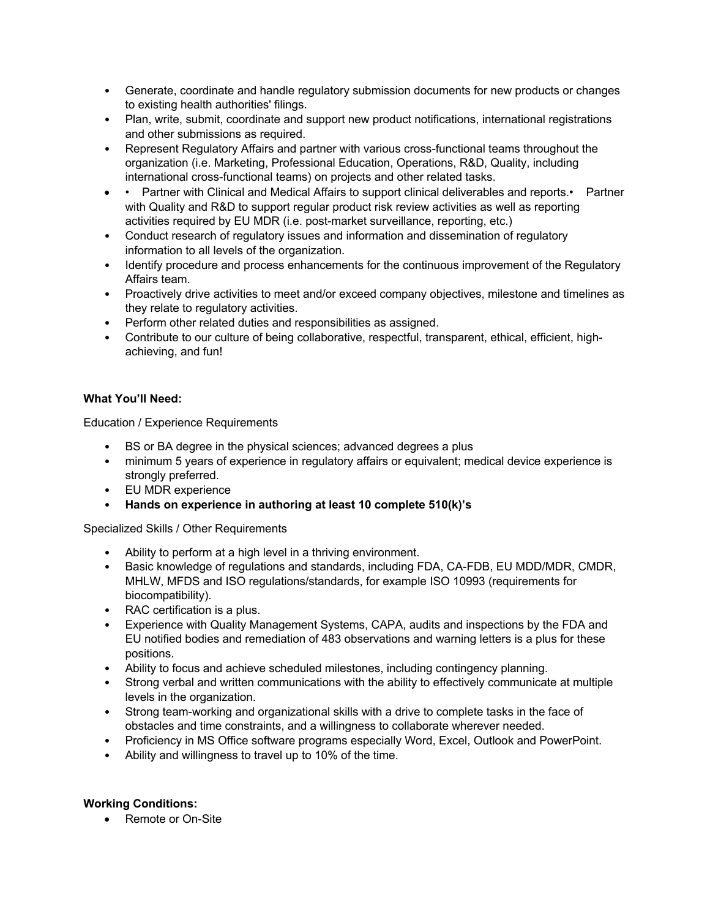- Generate, coordinate and handle regulatory submission documents for new products or changes to existing health authorities' filings.
- Plan, write, submit, coordinate and support new product notifications, international registrations and other submissions as required.
- Represent Regulatory Affairs and partner with various cross-functional teams throughout the organization (i.e. Marketing, Professional Education, Operations, R&D, Quality, including international cross-functional teams) on projects and other related tasks.
- • Partner with Clinical and Medical Affairs to support clinical deliverables and reports.• Partner with Quality and R&D to support regular product risk review activities as well as reporting activities required by EU MDR (i.e. post-market surveillance, reporting, etc.)
- Conduct research of regulatory issues and information and dissemination of regulatory information to all levels of the organization.
- Identify procedure and process enhancements for the continuous improvement of the Regulatory Affairs team.
- Proactively drive activities to meet and/or exceed company objectives, milestone and timelines as they relate to regulatory activities.
- Perform other related duties and responsibilities as assigned.
- Contribute to our culture of being collaborative, respectful, transparent, ethical, efficient, high-achieving, and fun!

**What You'll Need:**

Education / Experience Requirements

- BS or BA degree in the physical sciences; advanced degrees a plus
- minimum 5 years of experience in regulatory affairs or equivalent; medical device experience is strongly preferred.
- EU MDR experience
- **Hands on experience in authoring at least 10 complete 510(k)'s**

Specialized Skills / Other Requirements

- Ability to perform at a high level in a thriving environment.
- Basic knowledge of regulations and standards, including FDA, CA-FDB, EU MDD/MDR, CMDR, MHLW, MFDS and ISO regulations/standards, for example ISO 10993 (requirements for biocompatibility).
- RAC certification is a plus.
- Experience with Quality Management Systems, CAPA, audits and inspections by the FDA and EU notified bodies and remediation of 483 observations and warning letters is a plus for these positions.
- Ability to focus and achieve scheduled milestones, including contingency planning.
- Strong verbal and written communications with the ability to effectively communicate at multiple levels in the organization.
- Strong team-working and organizational skills with a drive to complete tasks in the face of obstacles and time constraints, and a willingness to collaborate wherever needed.
- Proficiency in MS Office software programs especially Word, Excel, Outlook and PowerPoint.
- Ability and willingness to travel up to 10% of the time.

**Working Conditions:**

- Remote or On-Site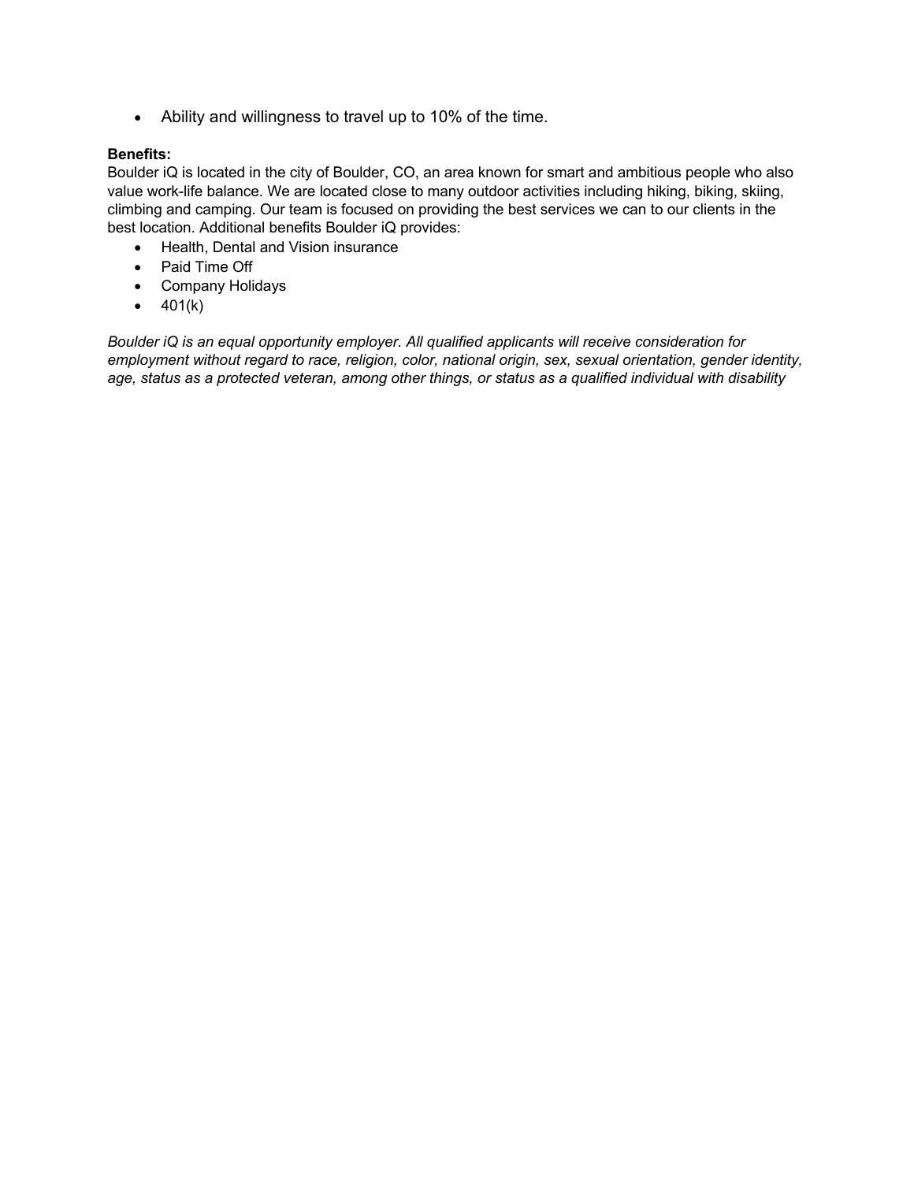- Ability and willingness to travel up to 10% of the time.

**Benefits:**
Boulder iQ is located in the city of Boulder, CO, an area known for smart and ambitious people who also value work-life balance. We are located close to many outdoor activities including hiking, biking, skiing, climbing and camping. Our team is focused on providing the best services we can to our clients in the best location. Additional benefits Boulder iQ provides:

- Health, Dental and Vision insurance
- Paid Time Off
- Company Holidays
- 401(k)

*Boulder iQ is an equal opportunity employer. All qualified applicants will receive consideration for employment without regard to race, religion, color, national origin, sex, sexual orientation, gender identity, age, status as a protected veteran, among other things, or status as a qualified individual with disability*